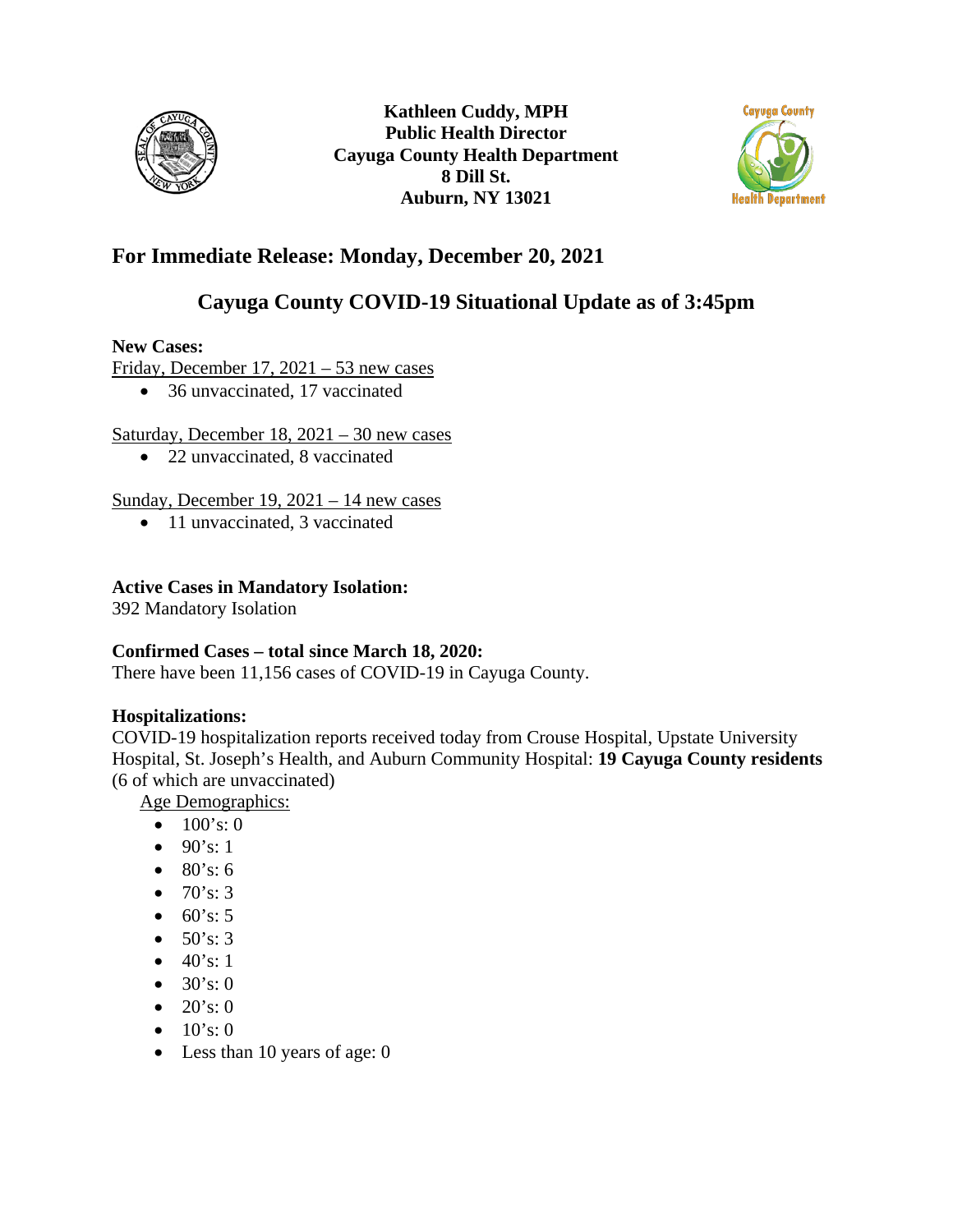**Kathleen Cuddy, MPH**
**Public Health Director**
**Cayuga County Health Department**
**8 Dill St.**
**Auburn, NY 13021**

## For Immediate Release: Monday, December 20, 2021

## Cayuga County COVID-19 Situational Update as of 3:45pm

**New Cases:**

Friday, December 17, 2021 – 53 new cases

- 36 unvaccinated, 17 vaccinated

Saturday, December 18, 2021 – 30 new cases

- 22 unvaccinated, 8 vaccinated

Sunday, December 19, 2021 – 14 new cases

- 11 unvaccinated, 3 vaccinated

**Active Cases in Mandatory Isolation:**

392 Mandatory Isolation

**Confirmed Cases – total since March 18, 2020:**

There have been 11,156 cases of COVID-19 in Cayuga County.

**Hospitalizations:**

COVID-19 hospitalization reports received today from Crouse Hospital, Upstate University Hospital, St. Joseph's Health, and Auburn Community Hospital: **19 Cayuga County residents** (6 of which are unvaccinated)

Age Demographics:

- 100's: 0
- 90's: 1
- 80's: 6
- 70's: 3
- 60's: 5
- 50's: 3
- 40's: 1
- 30's: 0
- 20's: 0
- 10's: 0
- Less than 10 years of age: 0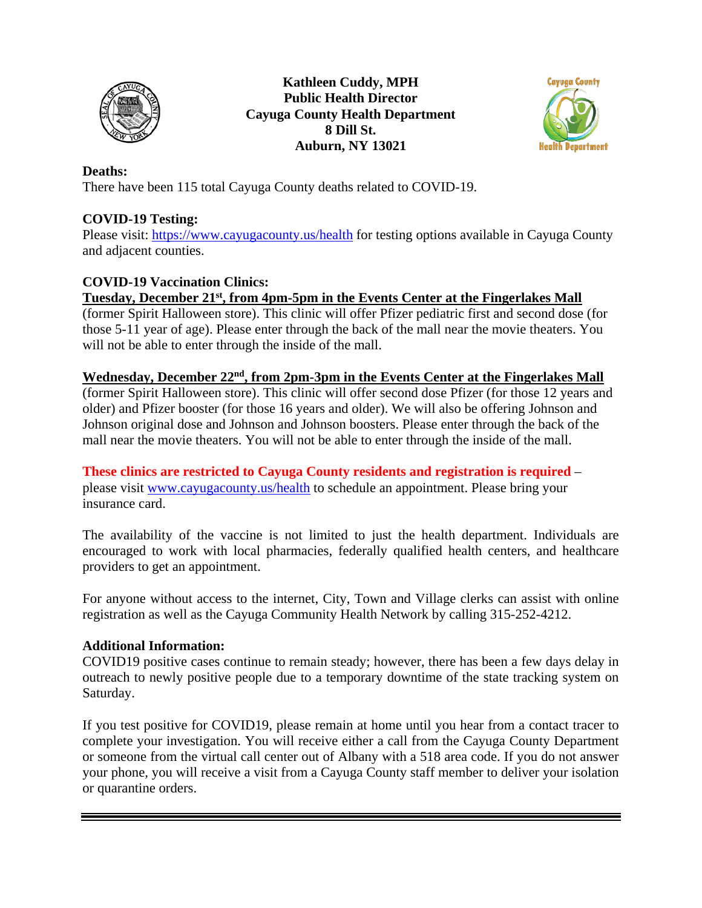**Kathleen Cuddy, MPH**
**Public Health Director**
**Cayuga County Health Department**
**8 Dill St.**
**Auburn, NY 13021**

**Deaths:**

There have been 115 total Cayuga County deaths related to COVID-19.

**COVID-19 Testing:**

Please visit: https://www.cayugacounty.us/health for testing options available in Cayuga County and adjacent counties.

**COVID-19 Vaccination Clinics:**

**Tuesday, December 21st, from 4pm-5pm in the Events Center at the Fingerlakes Mall** (former Spirit Halloween store). This clinic will offer Pfizer pediatric first and second dose (for those 5-11 year of age). Please enter through the back of the mall near the movie theaters. You will not be able to enter through the inside of the mall.

**Wednesday, December 22nd, from 2pm-3pm in the Events Center at the Fingerlakes Mall** (former Spirit Halloween store). This clinic will offer second dose Pfizer (for those 12 years and older) and Pfizer booster (for those 16 years and older). We will also be offering Johnson and Johnson original dose and Johnson and Johnson boosters. Please enter through the back of the mall near the movie theaters. You will not be able to enter through the inside of the mall.

**These clinics are restricted to Cayuga County residents and registration is required** – please visit www.cayugacounty.us/health to schedule an appointment. Please bring your insurance card.

The availability of the vaccine is not limited to just the health department. Individuals are encouraged to work with local pharmacies, federally qualified health centers, and healthcare providers to get an appointment.

For anyone without access to the internet, City, Town and Village clerks can assist with online registration as well as the Cayuga Community Health Network by calling 315-252-4212.

**Additional Information:**

COVID19 positive cases continue to remain steady; however, there has been a few days delay in outreach to newly positive people due to a temporary downtime of the state tracking system on Saturday.

If you test positive for COVID19, please remain at home until you hear from a contact tracer to complete your investigation. You will receive either a call from the Cayuga County Department or someone from the virtual call center out of Albany with a 518 area code. If you do not answer your phone, you will receive a visit from a Cayuga County staff member to deliver your isolation or quarantine orders.